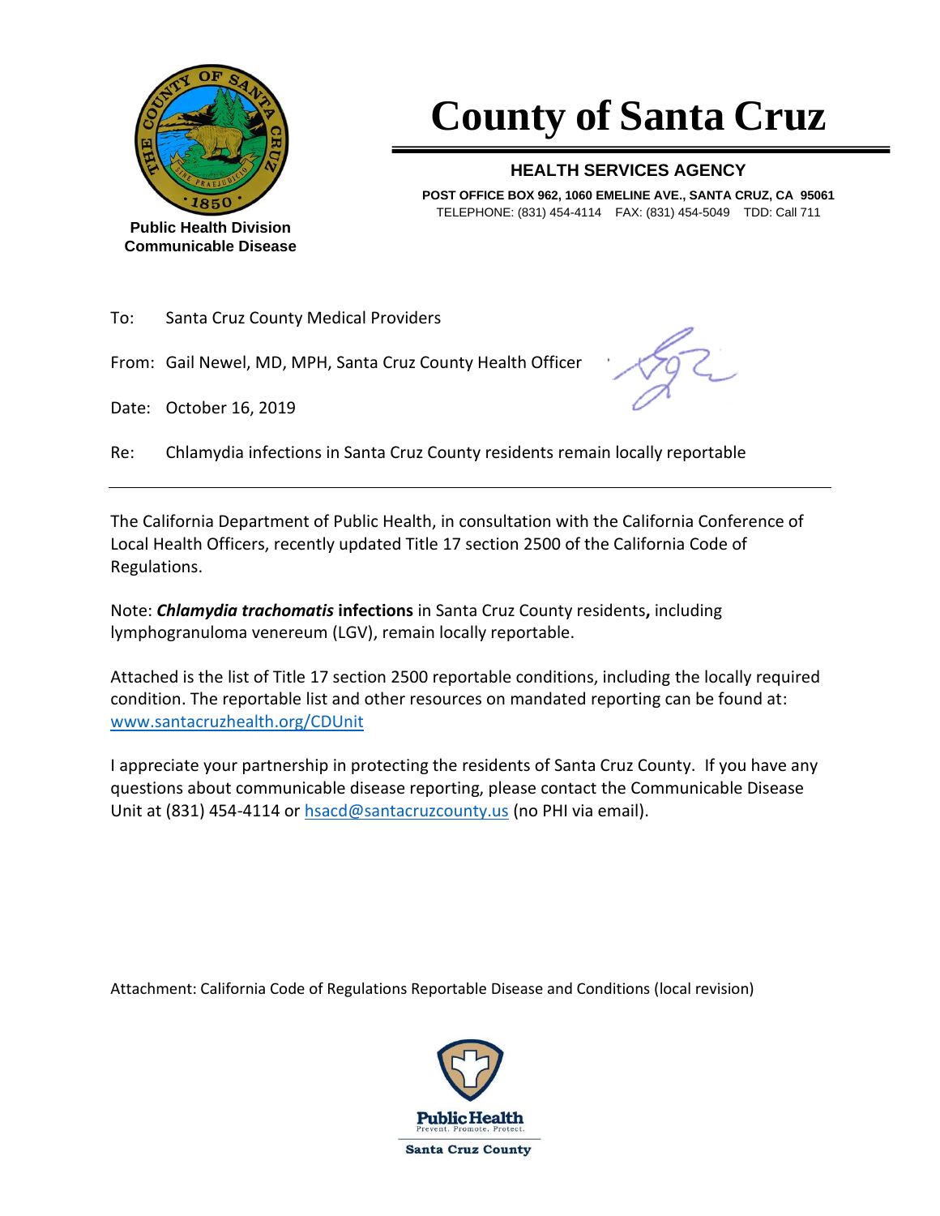Public Health Division
Communicable Disease

# County of Santa Cruz

**HEALTH SERVICES AGENCY**

**POST OFFICE BOX 962, 1060 EMELINE AVE., SANTA CRUZ, CA 95061**
TELEPHONE: (831) 454-4114 FAX: (831) 454-5049 TDD: Call 711

To: Santa Cruz County Medical Providers

From: Gail Newel, MD, MPH, Santa Cruz County Health Officer

Date: October 16, 2019

Re: Chlamydia infections in Santa Cruz County residents remain locally reportable

---

The California Department of Public Health, in consultation with the California Conference of Local Health Officers, recently updated Title 17 section 2500 of the California Code of Regulations.

Note: ***Chlamydia trachomatis* infections** in Santa Cruz County residents**,** including lymphogranuloma venereum (LGV), remain locally reportable.

Attached is the list of Title 17 section 2500 reportable conditions, including the locally required condition. The reportable list and other resources on mandated reporting can be found at: [www.santacruzhealth.org/CDUnit](http://www.santacruzhealth.org/CDUnit)

I appreciate your partnership in protecting the residents of Santa Cruz County. If you have any questions about communicable disease reporting, please contact the Communicable Disease Unit at (831) 454-4114 or [hsacd@santacruzcounty.us](mailto:hsacd@santacruzcounty.us) (no PHI via email).

Attachment: California Code of Regulations Reportable Disease and Conditions (local revision)

Public Health
Prevent. Promote. Protect.
Santa Cruz County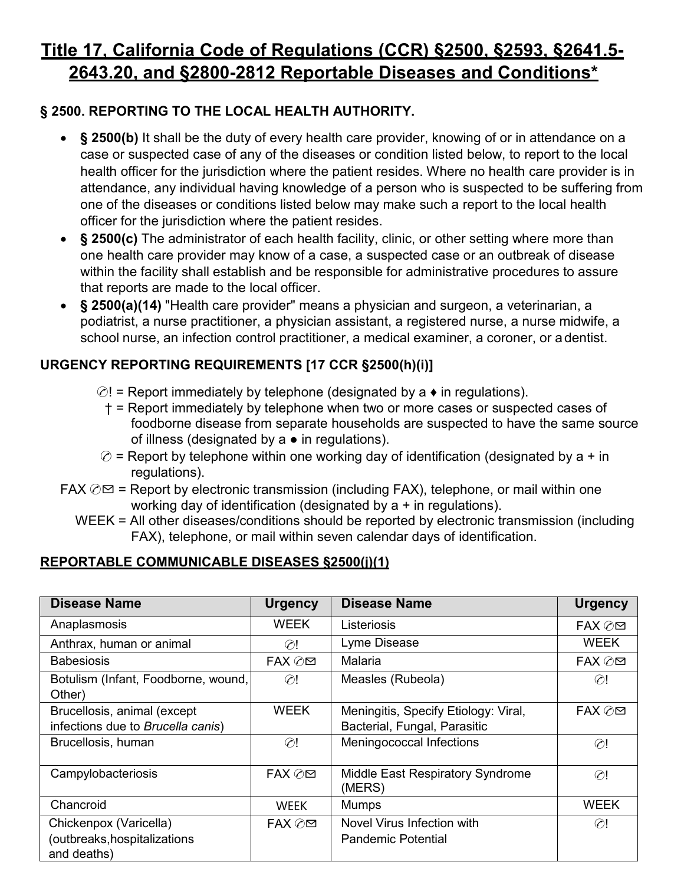# Title 17, California Code of Regulations (CCR) §2500, §2593, §2641.5-2643.20, and §2800-2812 Reportable Diseases and Conditions*

## § 2500. REPORTING TO THE LOCAL HEALTH AUTHORITY.

- **§ 2500(b)** It shall be the duty of every health care provider, knowing of or in attendance on a case or suspected case of any of the diseases or condition listed below, to report to the local health officer for the jurisdiction where the patient resides. Where no health care provider is in attendance, any individual having knowledge of a person who is suspected to be suffering from one of the diseases or conditions listed below may make such a report to the local health officer for the jurisdiction where the patient resides.
- **§ 2500(c)** The administrator of each health facility, clinic, or other setting where more than one health care provider may know of a case, a suspected case or an outbreak of disease within the facility shall establish and be responsible for administrative procedures to assure that reports are made to the local officer.
- **§ 2500(a)(14)** "Health care provider" means a physician and surgeon, a veterinarian, a podiatrist, a nurse practitioner, a physician assistant, a registered nurse, a nurse midwife, a school nurse, an infection control practitioner, a medical examiner, a coroner, or a dentist.

## URGENCY REPORTING REQUIREMENTS [17 CCR §2500(h)(i)]

✆! = Report immediately by telephone (designated by a ♦ in regulations).

† = Report immediately by telephone when two or more cases or suspected cases of foodborne disease from separate households are suspected to have the same source of illness (designated by a ● in regulations).

✆ = Report by telephone within one working day of identification (designated by a + in regulations).

FAX ✆✉ = Report by electronic transmission (including FAX), telephone, or mail within one working day of identification (designated by a + in regulations).

WEEK = All other diseases/conditions should be reported by electronic transmission (including FAX), telephone, or mail within seven calendar days of identification.

## REPORTABLE COMMUNICABLE DISEASES §2500(j)(1)

| Disease Name | Urgency | Disease Name | Urgency |
|---|---|---|---|
| Anaplasmosis | WEEK | Listeriosis | FAX ✆✉ |
| Anthrax, human or animal | ✆! | Lyme Disease | WEEK |
| Babesiosis | FAX ✆✉ | Malaria | FAX ✆✉ |
| Botulism (Infant, Foodborne, wound, Other) | ✆! | Measles (Rubeola) | ✆! |
| Brucellosis, animal (except infections due to *Brucella canis*) | WEEK | Meningitis, Specify Etiology: Viral, Bacterial, Fungal, Parasitic | FAX ✆✉ |
| Brucellosis, human | ✆! | Meningococcal Infections | ✆! |
| Campylobacteriosis | FAX ✆✉ | Middle East Respiratory Syndrome (MERS) | ✆! |
| Chancroid | WEEK | Mumps | WEEK |
| Chickenpox (Varicella) (outbreaks,hospitalizations and deaths) | FAX ✆✉ | Novel Virus Infection with Pandemic Potential | ✆! |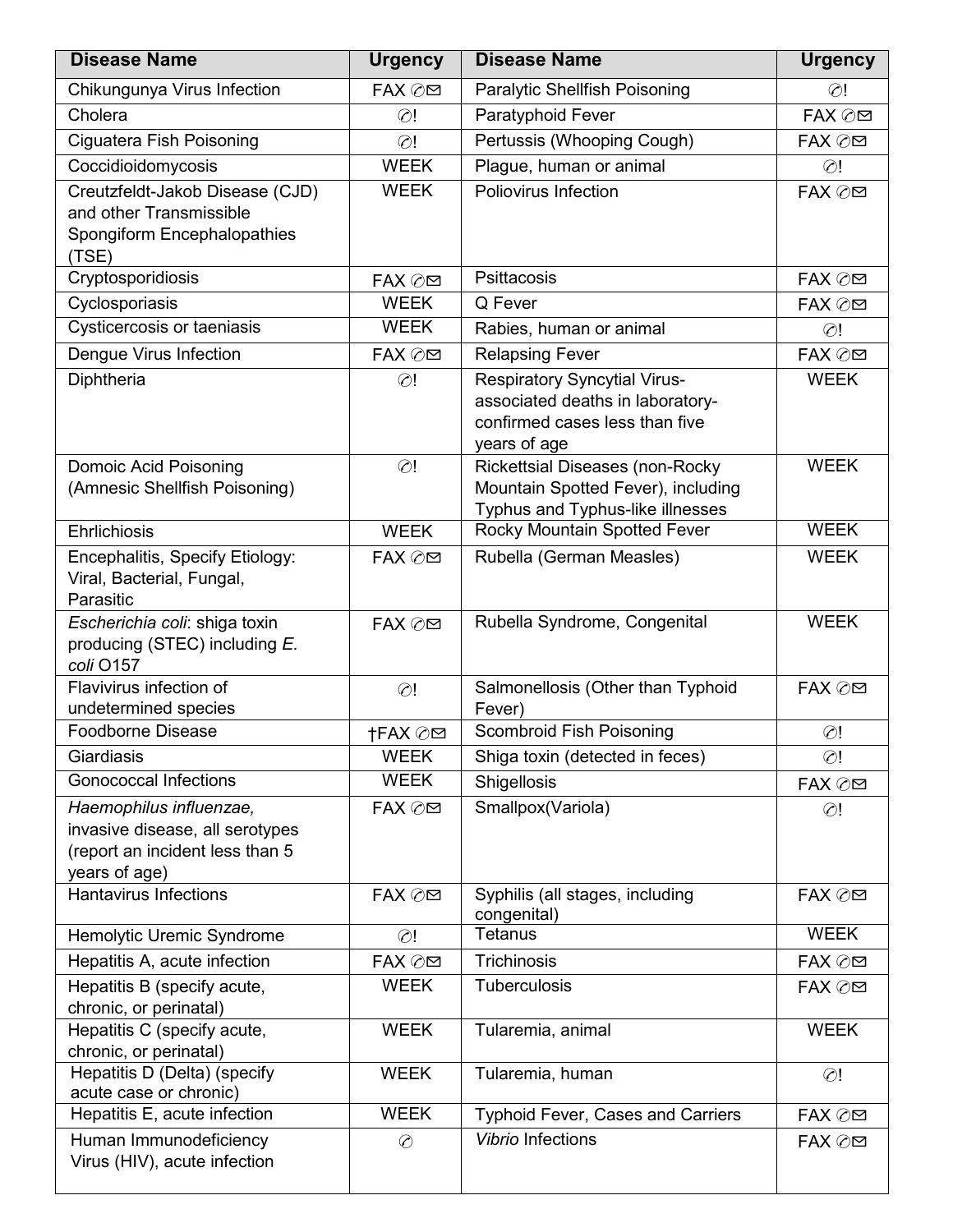| Disease Name | Urgency | Disease Name | Urgency |
|---|---|---|---|
| Chikungunya Virus Infection | FAX ✆✉ | Paralytic Shellfish Poisoning | ✆! |
| Cholera | ✆! | Paratyphoid Fever | FAX ✆✉ |
| Ciguatera Fish Poisoning | ✆! | Pertussis (Whooping Cough) | FAX ✆✉ |
| Coccidioidomycosis | WEEK | Plague, human or animal | ✆! |
| Creutzfeldt-Jakob Disease (CJD) and other Transmissible Spongiform Encephalopathies (TSE) | WEEK | Poliovirus Infection | FAX ✆✉ |
| Cryptosporidiosis | FAX ✆✉ | Psittacosis | FAX ✆✉ |
| Cyclosporiasis | WEEK | Q Fever | FAX ✆✉ |
| Cysticercosis or taeniasis | WEEK | Rabies, human or animal | ✆! |
| Dengue Virus Infection | FAX ✆✉ | Relapsing Fever | FAX ✆✉ |
| Diphtheria | ✆! | Respiratory Syncytial Virus-associated deaths in laboratory-confirmed cases less than five years of age | WEEK |
| Domoic Acid Poisoning (Amnesic Shellfish Poisoning) | ✆! | Rickettsial Diseases (non-Rocky Mountain Spotted Fever), including Typhus and Typhus-like illnesses | WEEK |
| Ehrlichiosis | WEEK | Rocky Mountain Spotted Fever | WEEK |
| Encephalitis, Specify Etiology: Viral, Bacterial, Fungal, Parasitic | FAX ✆✉ | Rubella (German Measles) | WEEK |
| *Escherichia coli*: shiga toxin producing (STEC) including *E. coli* O157 | FAX ✆✉ | Rubella Syndrome, Congenital | WEEK |
| Flavivirus infection of undetermined species | ✆! | Salmonellosis (Other than Typhoid Fever) | FAX ✆✉ |
| Foodborne Disease | †FAX ✆✉ | Scombroid Fish Poisoning | ✆! |
| Giardiasis | WEEK | Shiga toxin (detected in feces) | ✆! |
| Gonococcal Infections | WEEK | Shigellosis | FAX ✆✉ |
| *Haemophilus influenzae,* invasive disease, all serotypes (report an incident less than 5 years of age) | FAX ✆✉ | Smallpox(Variola) | ✆! |
| Hantavirus Infections | FAX ✆✉ | Syphilis (all stages, including congenital) | FAX ✆✉ |
| Hemolytic Uremic Syndrome | ✆! | Tetanus | WEEK |
| Hepatitis A, acute infection | FAX ✆✉ | Trichinosis | FAX ✆✉ |
| Hepatitis B (specify acute, chronic, or perinatal) | WEEK | Tuberculosis | FAX ✆✉ |
| Hepatitis C (specify acute, chronic, or perinatal) | WEEK | Tularemia, animal | WEEK |
| Hepatitis D (Delta) (specify acute case or chronic) | WEEK | Tularemia, human | ✆! |
| Hepatitis E, acute infection | WEEK | Typhoid Fever, Cases and Carriers | FAX ✆✉ |
| Human Immunodeficiency Virus (HIV), acute infection | ✆ | *Vibrio* Infections | FAX ✆✉ |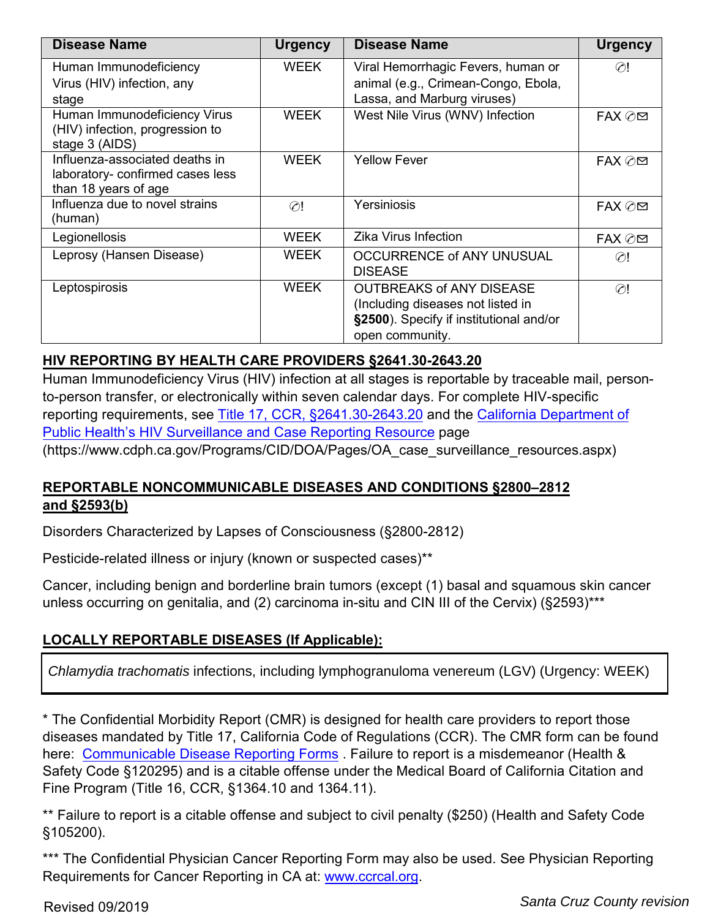| Disease Name | Urgency | Disease Name | Urgency |
|---|---|---|---|
| Human Immunodeficiency Virus (HIV) infection, any stage | WEEK | Viral Hemorrhagic Fevers, human or animal (e.g., Crimean-Congo, Ebola, Lassa, and Marburg viruses) | ✆! |
| Human Immunodeficiency Virus (HIV) infection, progression to stage 3 (AIDS) | WEEK | West Nile Virus (WNV) Infection | FAX ✆✉ |
| Influenza-associated deaths in laboratory- confirmed cases less than 18 years of age | WEEK | Yellow Fever | FAX ✆✉ |
| Influenza due to novel strains (human) | ✆! | Yersiniosis | FAX ✆✉ |
| Legionellosis | WEEK | Zika Virus Infection | FAX ✆✉ |
| Leprosy (Hansen Disease) | WEEK | OCCURRENCE of ANY UNUSUAL DISEASE | ✆! |
| Leptospirosis | WEEK | OUTBREAKS of ANY DISEASE (Including diseases not listed in **§2500**). Specify if institutional and/or open community. | ✆! |

## HIV REPORTING BY HEALTH CARE PROVIDERS §2641.30-2643.20

Human Immunodeficiency Virus (HIV) infection at all stages is reportable by traceable mail, person-to-person transfer, or electronically within seven calendar days. For complete HIV-specific reporting requirements, see Title 17, CCR, §2641.30-2643.20 and the California Department of Public Health's HIV Surveillance and Case Reporting Resource page (https://www.cdph.ca.gov/Programs/CID/DOA/Pages/OA_case_surveillance_resources.aspx)

## REPORTABLE NONCOMMUNICABLE DISEASES AND CONDITIONS §2800–2812 and §2593(b)

Disorders Characterized by Lapses of Consciousness (§2800-2812)

Pesticide-related illness or injury (known or suspected cases)**

Cancer, including benign and borderline brain tumors (except (1) basal and squamous skin cancer unless occurring on genitalia, and (2) carcinoma in-situ and CIN III of the Cervix) (§2593)***

## LOCALLY REPORTABLE DISEASES (If Applicable):

*Chlamydia trachomatis* infections, including lymphogranuloma venereum (LGV) (Urgency: WEEK)

* The Confidential Morbidity Report (CMR) is designed for health care providers to report those diseases mandated by Title 17, California Code of Regulations (CCR). The CMR form can be found here: Communicable Disease Reporting Forms . Failure to report is a misdemeanor (Health & Safety Code §120295) and is a citable offense under the Medical Board of California Citation and Fine Program (Title 16, CCR, §1364.10 and 1364.11).

** Failure to report is a citable offense and subject to civil penalty ($250) (Health and Safety Code §105200).

*** The Confidential Physician Cancer Reporting Form may also be used. See Physician Reporting Requirements for Cancer Reporting in CA at: www.ccrcal.org.

Revised 09/2019

*Santa Cruz County revision*